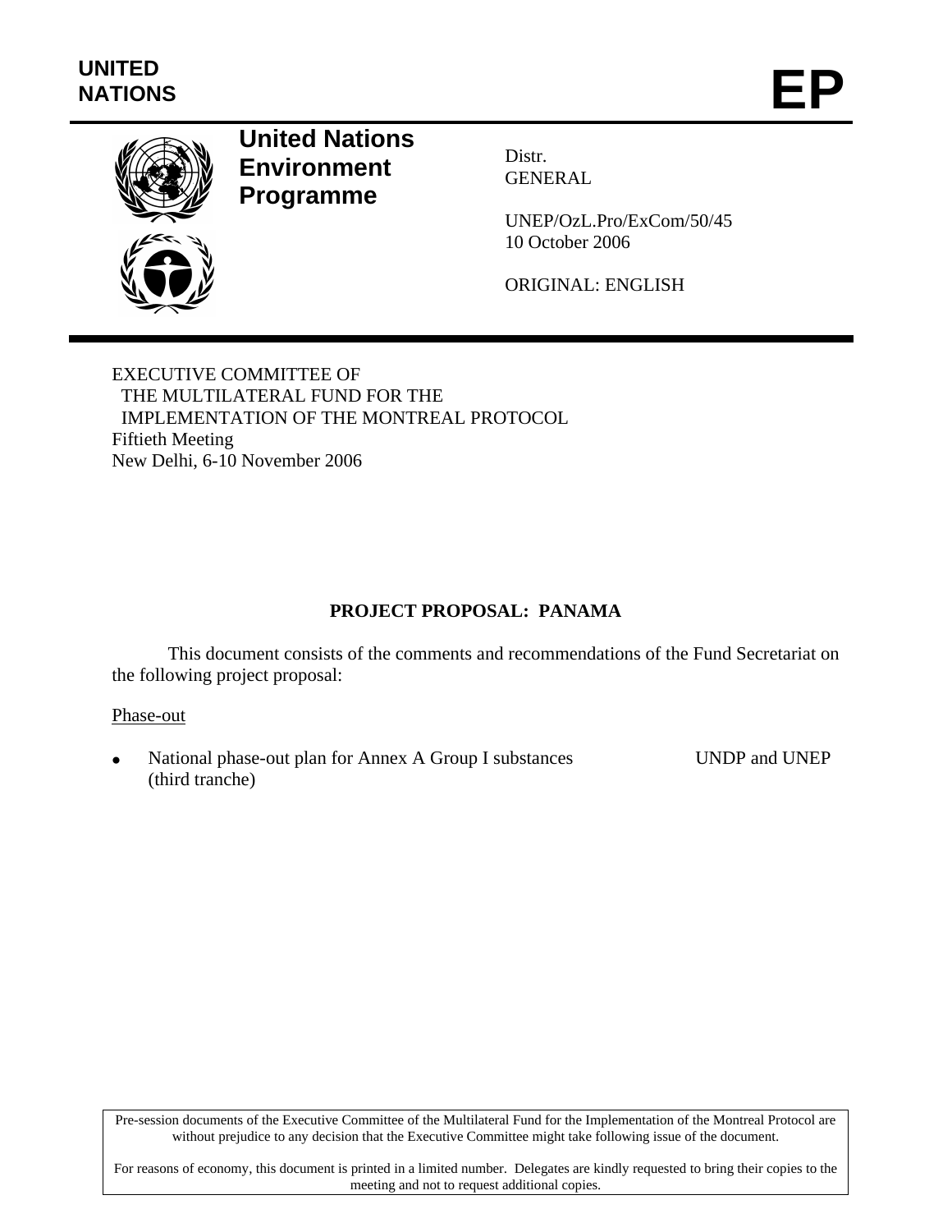UNITED NATIONS

# EP

**United Nations Environment Programme**

Distr.
GENERAL

UNEP/OzL.Pro/ExCom/50/45
10 October 2006

ORIGINAL: ENGLISH

EXECUTIVE COMMITTEE OF
THE MULTILATERAL FUND FOR THE
IMPLEMENTATION OF THE MONTREAL PROTOCOL
Fiftieth Meeting
New Delhi, 6-10 November 2006

## PROJECT PROPOSAL: PANAMA

This document consists of the comments and recommendations of the Fund Secretariat on the following project proposal:

Phase-out

- National phase-out plan for Annex A Group I substances (third tranche) — UNDP and UNEP

Pre-session documents of the Executive Committee of the Multilateral Fund for the Implementation of the Montreal Protocol are without prejudice to any decision that the Executive Committee might take following issue of the document.

For reasons of economy, this document is printed in a limited number. Delegates are kindly requested to bring their copies to the meeting and not to request additional copies.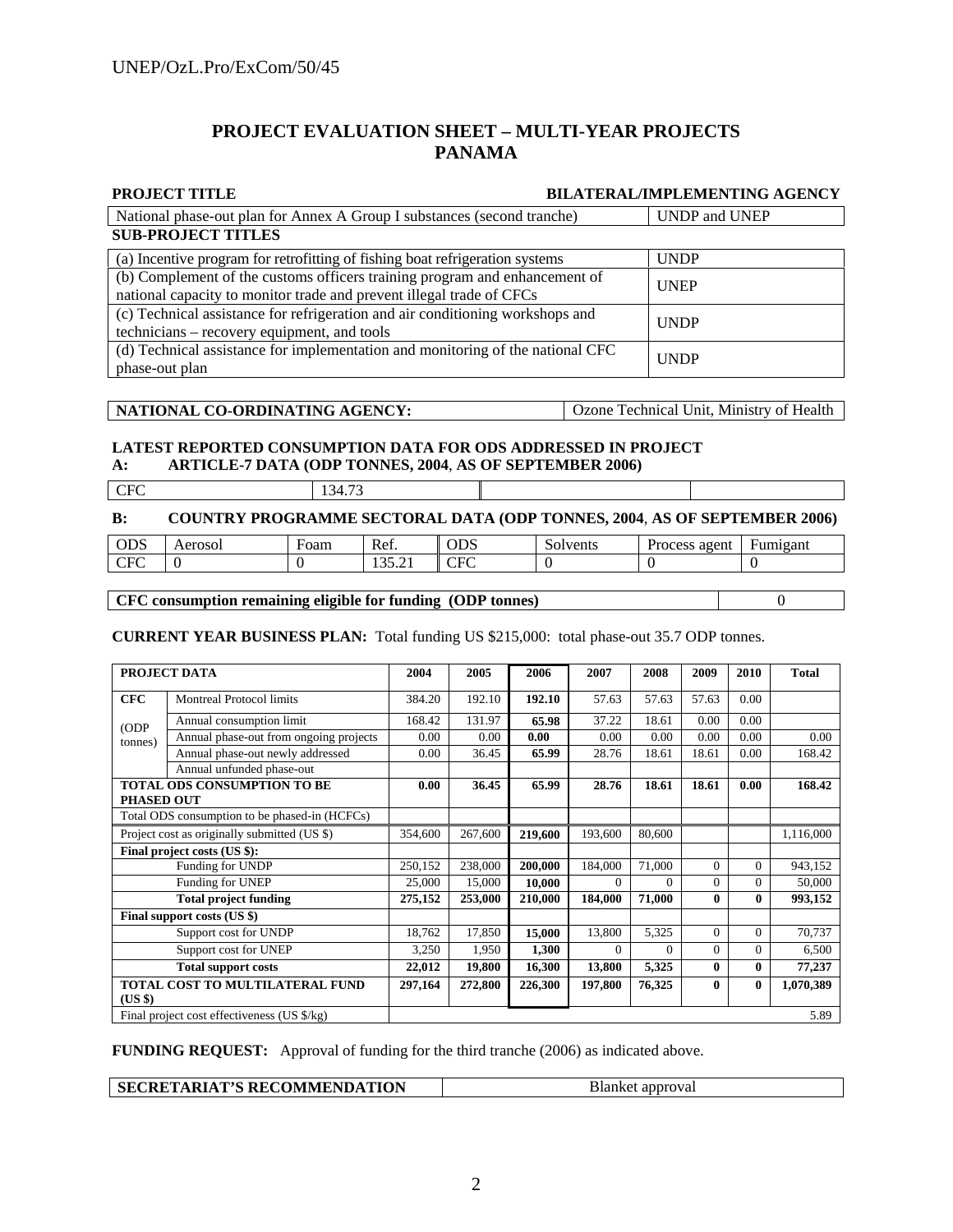# PROJECT EVALUATION SHEET – MULTI-YEAR PROJECTS
# PANAMA

| PROJECT TITLE | BILATERAL/IMPLEMENTING AGENCY |
|---|---|
| National phase-out plan for Annex A Group I substances (second tranche) | UNDP and UNEP |

**SUB-PROJECT TITLES**

| Sub-project | Agency |
|---|---|
| (a) Incentive program for retrofitting of fishing boat refrigeration systems | UNDP |
| (b) Complement of the customs officers training program and enhancement of national capacity to monitor trade and prevent illegal trade of CFCs | UNEP |
| (c) Technical assistance for refrigeration and air conditioning workshops and technicians – recovery equipment, and tools | UNDP |
| (d) Technical assistance for implementation and monitoring of the national CFC phase-out plan | UNDP |

| NATIONAL CO-ORDINATING AGENCY: | Ozone Technical Unit, Ministry of Health |
|---|---|

**LATEST REPORTED CONSUMPTION DATA FOR ODS ADDRESSED IN PROJECT**

**A: ARTICLE-7 DATA (ODP TONNES, 2004, AS OF SEPTEMBER 2006)**

| CFC | 134.73 | | |
|---|---|---|---|

**B: COUNTRY PROGRAMME SECTORAL DATA (ODP TONNES, 2004, AS OF SEPTEMBER 2006)**

| ODS | Aerosol | Foam | Ref. | ODS | Solvents | Process agent | Fumigant |
|---|---|---|---|---|---|---|---|
| CFC | 0 | 0 | 135.21 | CFC | 0 | 0 | 0 |

| CFC consumption remaining eligible for funding (ODP tonnes) | 0 |
|---|---|

**CURRENT YEAR BUSINESS PLAN:** Total funding US $215,000: total phase-out 35.7 ODP tonnes.

| PROJECT DATA | | 2004 | 2005 | 2006 | 2007 | 2008 | 2009 | 2010 | Total |
|---|---|---|---|---|---|---|---|---|---|
| **CFC** | Montreal Protocol limits | 384.20 | 192.10 | **192.10** | 57.63 | 57.63 | 57.63 | 0.00 | |
| (ODP tonnes) | Annual consumption limit | 168.42 | 131.97 | **65.98** | 37.22 | 18.61 | 0.00 | 0.00 | |
| | Annual phase-out from ongoing projects | 0.00 | 0.00 | **0.00** | 0.00 | 0.00 | 0.00 | 0.00 | 0.00 |
| | Annual phase-out newly addressed | 0.00 | 36.45 | 65.99 | 28.76 | 18.61 | 18.61 | 0.00 | 168.42 |
| | Annual unfunded phase-out | | | | | | | | |
| **TOTAL ODS CONSUMPTION TO BE PHASED OUT** | | **0.00** | **36.45** | **65.99** | **28.76** | **18.61** | **18.61** | **0.00** | **168.42** |
| Total ODS consumption to be phased-in (HCFCs) | | | | | | | | | |
| Project cost as originally submitted (US $) | | 354,600 | 267,600 | **219,600** | 193,600 | 80,600 | | | 1,116,000 |
| **Final project costs (US $):** | | | | | | | | | |
| | Funding for UNDP | 250,152 | 238,000 | **200,000** | 184,000 | 71,000 | 0 | 0 | 943,152 |
| | Funding for UNEP | 25,000 | 15,000 | **10,000** | 0 | 0 | 0 | 0 | 50,000 |
| | **Total project funding** | **275,152** | **253,000** | **210,000** | **184,000** | **71,000** | **0** | **0** | **993,152** |
| **Final support costs (US $)** | | | | | | | | | |
| | Support cost for UNDP | 18,762 | 17,850 | **15,000** | 13,800 | 5,325 | 0 | 0 | 70,737 |
| | Support cost for UNEP | 3,250 | 1,950 | **1,300** | 0 | 0 | 0 | 0 | 6,500 |
| | **Total support costs** | **22,012** | **19,800** | **16,300** | **13,800** | **5,325** | **0** | **0** | **77,237** |
| **TOTAL COST TO MULTILATERAL FUND (US $)** | | **297,164** | **272,800** | **226,300** | **197,800** | **76,325** | **0** | **0** | **1,070,389** |
| Final project cost effectiveness (US $/kg) | | | | | | | | | 5.89 |

**FUNDING REQUEST:** Approval of funding for the third tranche (2006) as indicated above.

| SECRETARIAT'S RECOMMENDATION | Blanket approval |
|---|---|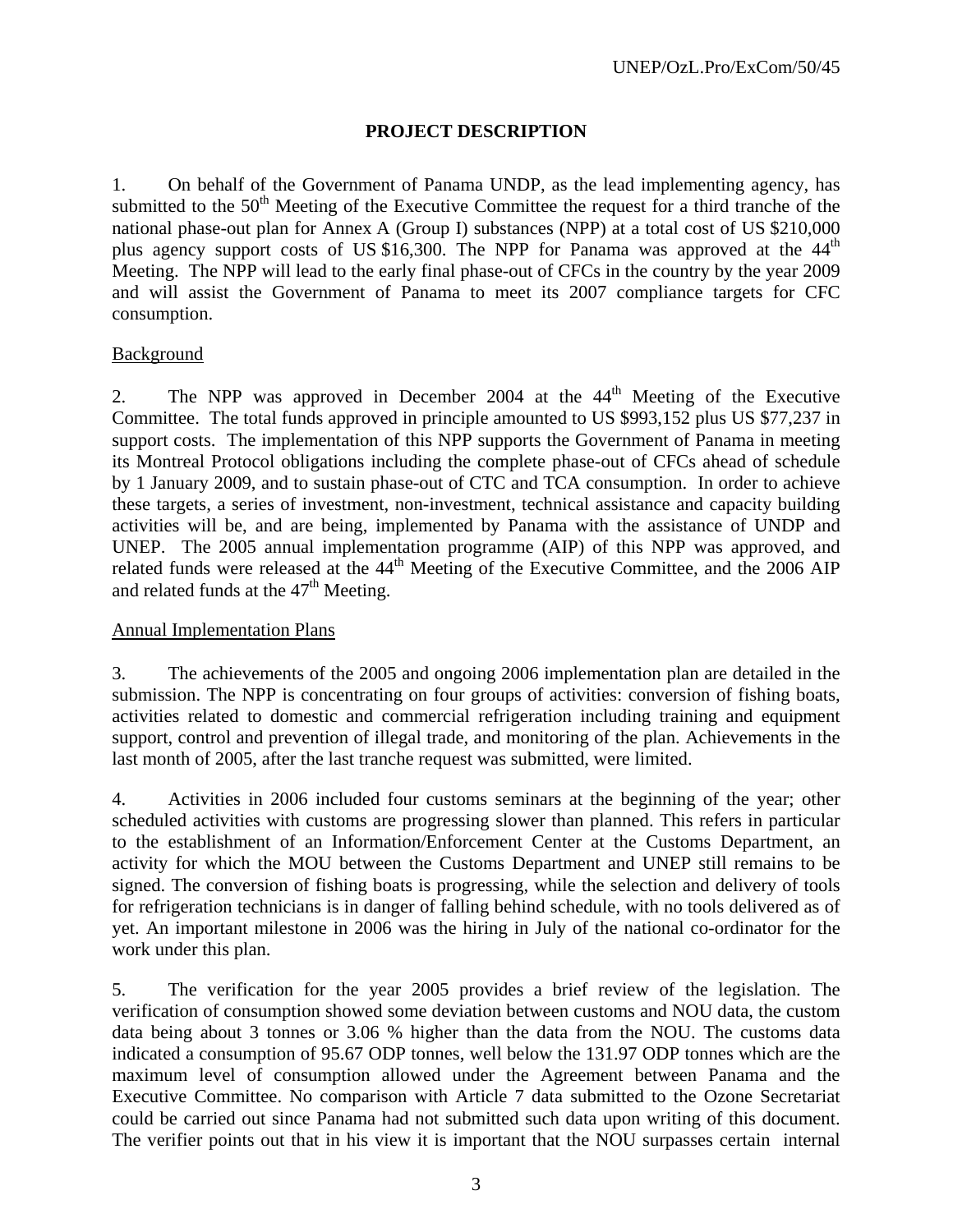## PROJECT DESCRIPTION

1. On behalf of the Government of Panama UNDP, as the lead implementing agency, has submitted to the 50th Meeting of the Executive Committee the request for a third tranche of the national phase-out plan for Annex A (Group I) substances (NPP) at a total cost of US $210,000 plus agency support costs of US $16,300. The NPP for Panama was approved at the 44th Meeting. The NPP will lead to the early final phase-out of CFCs in the country by the year 2009 and will assist the Government of Panama to meet its 2007 compliance targets for CFC consumption.

### Background

2. The NPP was approved in December 2004 at the 44th Meeting of the Executive Committee. The total funds approved in principle amounted to US $993,152 plus US $77,237 in support costs. The implementation of this NPP supports the Government of Panama in meeting its Montreal Protocol obligations including the complete phase-out of CFCs ahead of schedule by 1 January 2009, and to sustain phase-out of CTC and TCA consumption. In order to achieve these targets, a series of investment, non-investment, technical assistance and capacity building activities will be, and are being, implemented by Panama with the assistance of UNDP and UNEP. The 2005 annual implementation programme (AIP) of this NPP was approved, and related funds were released at the 44th Meeting of the Executive Committee, and the 2006 AIP and related funds at the 47th Meeting.

### Annual Implementation Plans

3. The achievements of the 2005 and ongoing 2006 implementation plan are detailed in the submission. The NPP is concentrating on four groups of activities: conversion of fishing boats, activities related to domestic and commercial refrigeration including training and equipment support, control and prevention of illegal trade, and monitoring of the plan. Achievements in the last month of 2005, after the last tranche request was submitted, were limited.

4. Activities in 2006 included four customs seminars at the beginning of the year; other scheduled activities with customs are progressing slower than planned. This refers in particular to the establishment of an Information/Enforcement Center at the Customs Department, an activity for which the MOU between the Customs Department and UNEP still remains to be signed. The conversion of fishing boats is progressing, while the selection and delivery of tools for refrigeration technicians is in danger of falling behind schedule, with no tools delivered as of yet. An important milestone in 2006 was the hiring in July of the national co-ordinator for the work under this plan.

5. The verification for the year 2005 provides a brief review of the legislation. The verification of consumption showed some deviation between customs and NOU data, the custom data being about 3 tonnes or 3.06 % higher than the data from the NOU. The customs data indicated a consumption of 95.67 ODP tonnes, well below the 131.97 ODP tonnes which are the maximum level of consumption allowed under the Agreement between Panama and the Executive Committee. No comparison with Article 7 data submitted to the Ozone Secretariat could be carried out since Panama had not submitted such data upon writing of this document. The verifier points out that in his view it is important that the NOU surpasses certain internal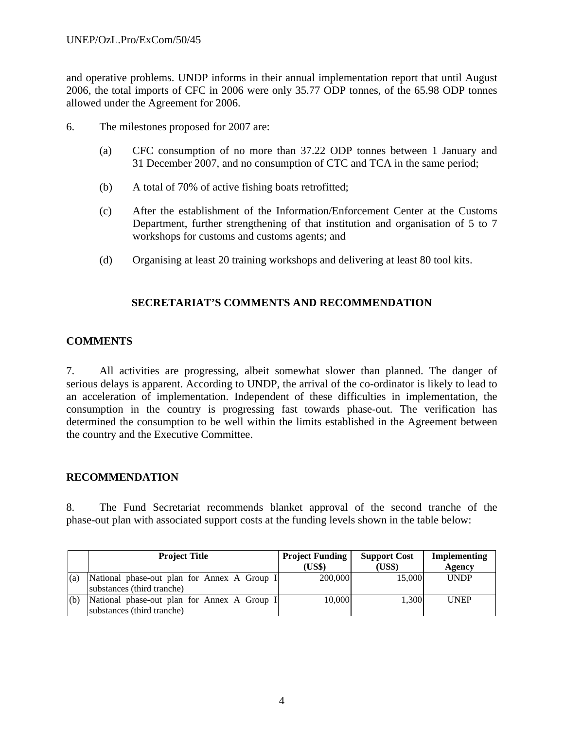and operative problems. UNDP informs in their annual implementation report that until August 2006, the total imports of CFC in 2006 were only 35.77 ODP tonnes, of the 65.98 ODP tonnes allowed under the Agreement for 2006.

6. The milestones proposed for 2007 are:

   (a) CFC consumption of no more than 37.22 ODP tonnes between 1 January and 31 December 2007, and no consumption of CTC and TCA in the same period;

   (b) A total of 70% of active fishing boats retrofitted;

   (c) After the establishment of the Information/Enforcement Center at the Customs Department, further strengthening of that institution and organisation of 5 to 7 workshops for customs and customs agents; and

   (d) Organising at least 20 training workshops and delivering at least 80 tool kits.

## SECRETARIAT'S COMMENTS AND RECOMMENDATION

### COMMENTS

7. All activities are progressing, albeit somewhat slower than planned. The danger of serious delays is apparent. According to UNDP, the arrival of the co-ordinator is likely to lead to an acceleration of implementation. Independent of these difficulties in implementation, the consumption in the country is progressing fast towards phase-out. The verification has determined the consumption to be well within the limits established in the Agreement between the country and the Executive Committee.

### RECOMMENDATION

8. The Fund Secretariat recommends blanket approval of the second tranche of the phase-out plan with associated support costs at the funding levels shown in the table below:

| | Project Title | Project Funding (US$) | Support Cost (US$) | Implementing Agency |
|---|---|---|---|---|
| (a) | National phase-out plan for Annex A Group I substances (third tranche) | 200,000 | 15,000 | UNDP |
| (b) | National phase-out plan for Annex A Group I substances (third tranche) | 10,000 | 1,300 | UNEP |